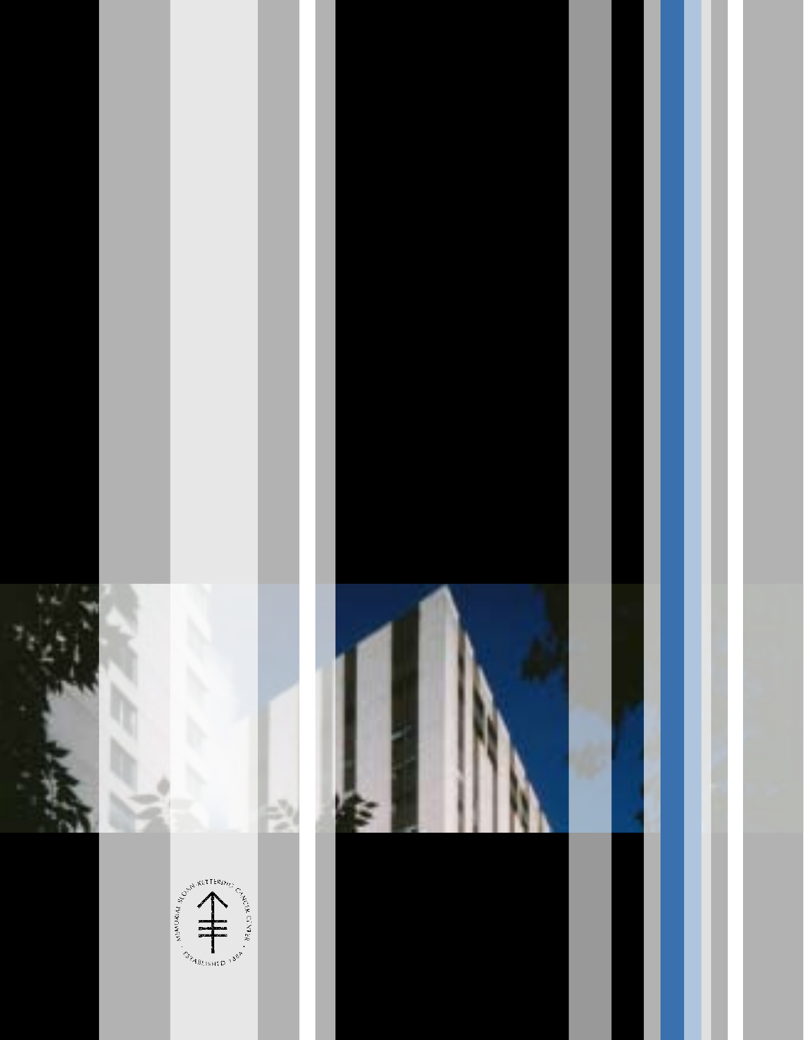MEMORIAL SLOAN-KETTERING CANCER CENTER · ESTABLISHED 1884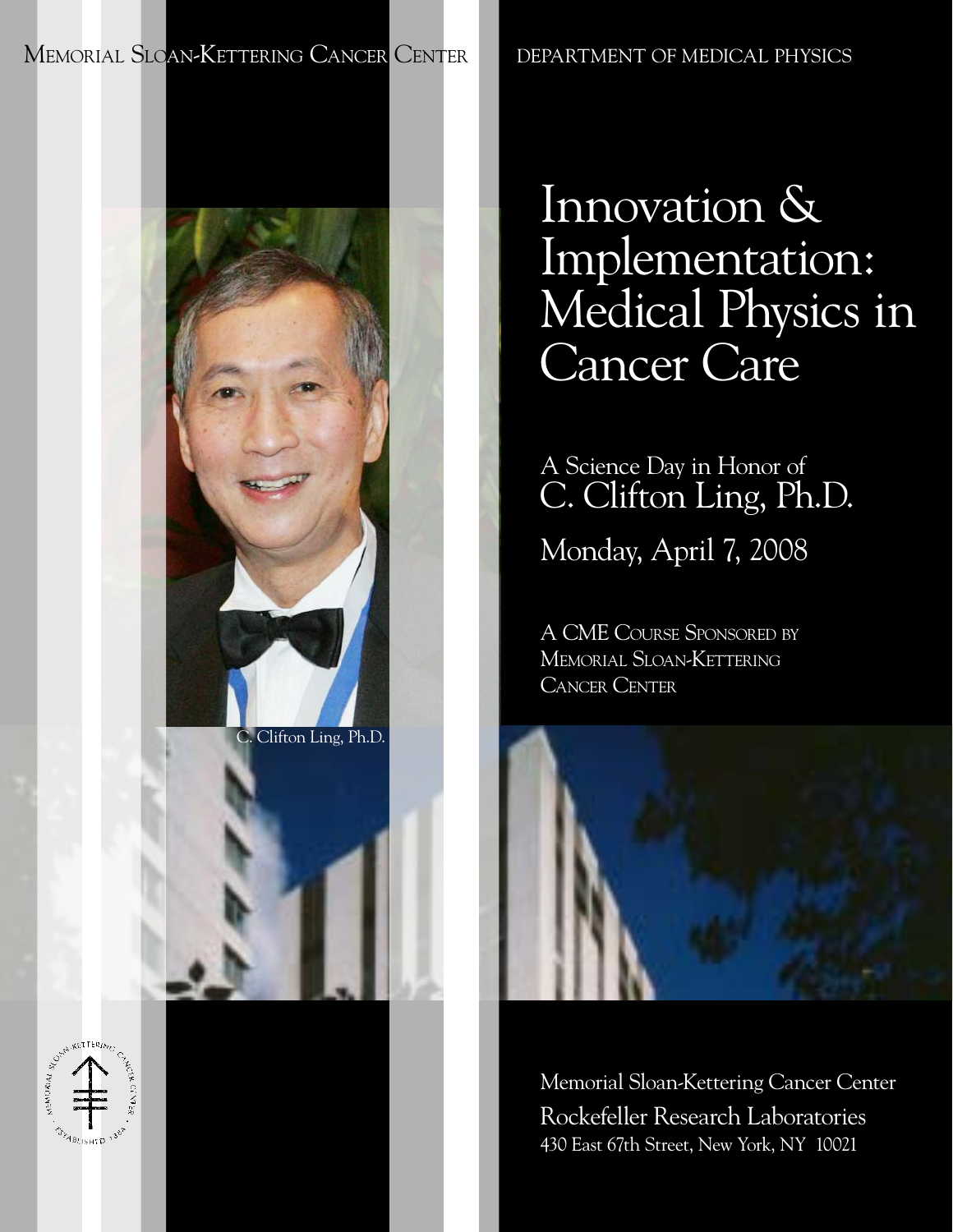Memorial Sloan-Kettering Cancer Center

Department of Medical Physics

# Innovation & Implementation: Medical Physics in Cancer Care

A Science Day in Honor of

## C. Clifton Ling, Ph.D.

Monday, April 7, 2008

A CME Course Sponsored by Memorial Sloan-Kettering Cancer Center

C. Clifton Ling, Ph.D.

Memorial Sloan-Kettering Cancer Center

Rockefeller Research Laboratories

430 East 67th Street, New York, NY 10021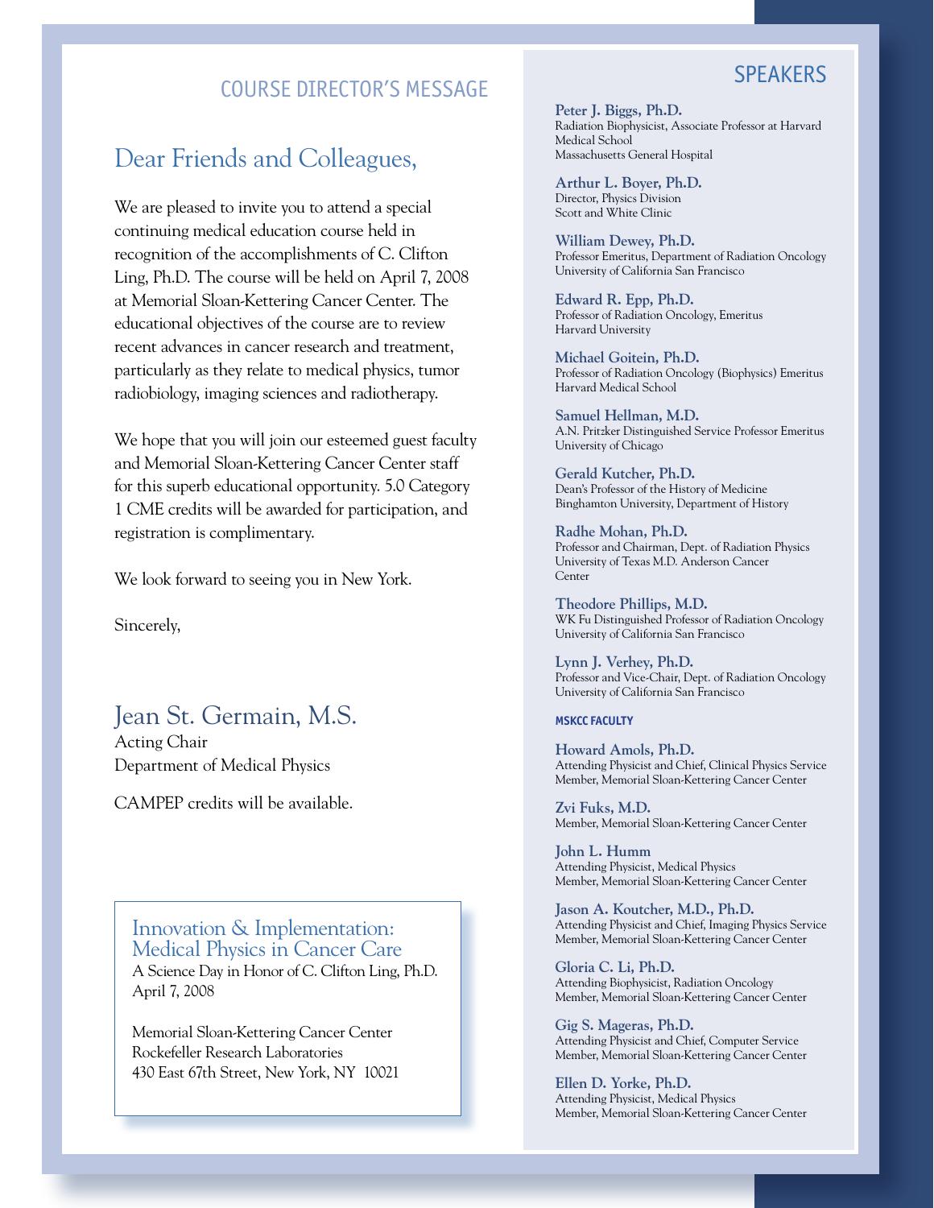## COURSE DIRECTOR'S MESSAGE

### Dear Friends and Colleagues,

We are pleased to invite you to attend a special continuing medical education course held in recognition of the accomplishments of C. Clifton Ling, Ph.D. The course will be held on April 7, 2008 at Memorial Sloan-Kettering Cancer Center. The educational objectives of the course are to review recent advances in cancer research and treatment, particularly as they relate to medical physics, tumor radiobiology, imaging sciences and radiotherapy.

We hope that you will join our esteemed guest faculty and Memorial Sloan-Kettering Cancer Center staff for this superb educational opportunity. 5.0 Category 1 CME credits will be awarded for participation, and registration is complimentary.

We look forward to seeing you in New York.

Sincerely,

Jean St. Germain, M.S.
Acting Chair
Department of Medical Physics

CAMPEP credits will be available.

**Innovation & Implementation: Medical Physics in Cancer Care**
A Science Day in Honor of C. Clifton Ling, Ph.D.
April 7, 2008

Memorial Sloan-Kettering Cancer Center
Rockefeller Research Laboratories
430 East 67th Street, New York, NY 10021

## SPEAKERS

**Peter J. Biggs, Ph.D.**
Radiation Biophysicist, Associate Professor at Harvard Medical School
Massachusetts General Hospital

**Arthur L. Boyer, Ph.D.**
Director, Physics Division
Scott and White Clinic

**William Dewey, Ph.D.**
Professor Emeritus, Department of Radiation Oncology
University of California San Francisco

**Edward R. Epp, Ph.D.**
Professor of Radiation Oncology, Emeritus
Harvard University

**Michael Goitein, Ph.D.**
Professor of Radiation Oncology (Biophysics) Emeritus
Harvard Medical School

**Samuel Hellman, M.D.**
A.N. Pritzker Distinguished Service Professor Emeritus
University of Chicago

**Gerald Kutcher, Ph.D.**
Dean's Professor of the History of Medicine
Binghamton University, Department of History

**Radhe Mohan, Ph.D.**
Professor and Chairman, Dept. of Radiation Physics
University of Texas M.D. Anderson Cancer Center

**Theodore Phillips, M.D.**
WK Fu Distinguished Professor of Radiation Oncology
University of California San Francisco

**Lynn J. Verhey, Ph.D.**
Professor and Vice-Chair, Dept. of Radiation Oncology
University of California San Francisco

### MSKCC FACULTY

**Howard Amols, Ph.D.**
Attending Physicist and Chief, Clinical Physics Service
Member, Memorial Sloan-Kettering Cancer Center

**Zvi Fuks, M.D.**
Member, Memorial Sloan-Kettering Cancer Center

**John L. Humm**
Attending Physicist, Medical Physics
Member, Memorial Sloan-Kettering Cancer Center

**Jason A. Koutcher, M.D., Ph.D.**
Attending Physicist and Chief, Imaging Physics Service
Member, Memorial Sloan-Kettering Cancer Center

**Gloria C. Li, Ph.D.**
Attending Biophysicist, Radiation Oncology
Member, Memorial Sloan-Kettering Cancer Center

**Gig S. Mageras, Ph.D.**
Attending Physicist and Chief, Computer Service
Member, Memorial Sloan-Kettering Cancer Center

**Ellen D. Yorke, Ph.D.**
Attending Physicist, Medical Physics
Member, Memorial Sloan-Kettering Cancer Center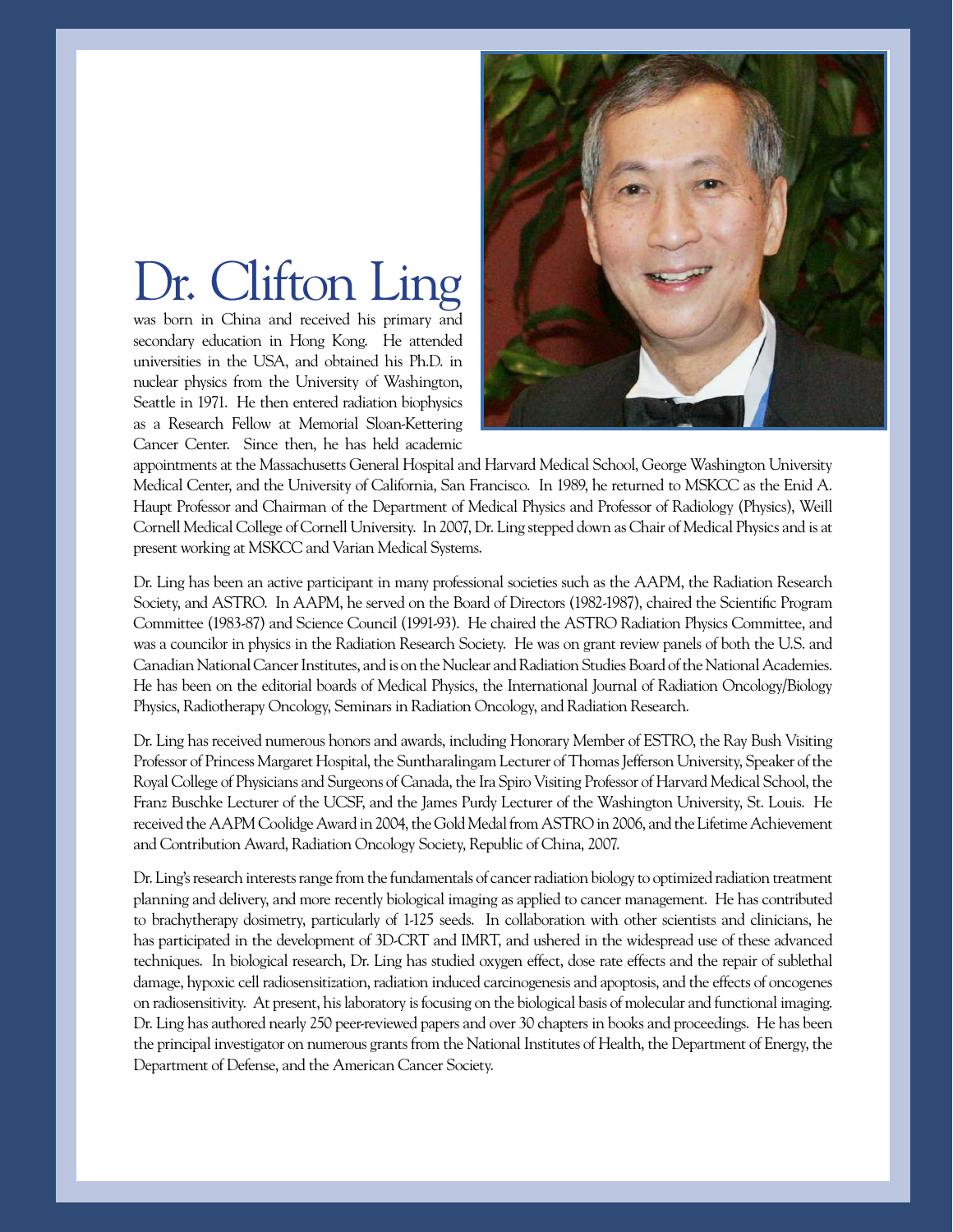# Dr. Clifton Ling

was born in China and received his primary and secondary education in Hong Kong. He attended universities in the USA, and obtained his Ph.D. in nuclear physics from the University of Washington, Seattle in 1971. He then entered radiation biophysics as a Research Fellow at Memorial Sloan-Kettering Cancer Center. Since then, he has held academic appointments at the Massachusetts General Hospital and Harvard Medical School, George Washington University Medical Center, and the University of California, San Francisco. In 1989, he returned to MSKCC as the Enid A. Haupt Professor and Chairman of the Department of Medical Physics and Professor of Radiology (Physics), Weill Cornell Medical College of Cornell University. In 2007, Dr. Ling stepped down as Chair of Medical Physics and is at present working at MSKCC and Varian Medical Systems.

Dr. Ling has been an active participant in many professional societies such as the AAPM, the Radiation Research Society, and ASTRO. In AAPM, he served on the Board of Directors (1982-1987), chaired the Scientific Program Committee (1983-87) and Science Council (1991-93). He chaired the ASTRO Radiation Physics Committee, and was a councilor in physics in the Radiation Research Society. He was on grant review panels of both the U.S. and Canadian National Cancer Institutes, and is on the Nuclear and Radiation Studies Board of the National Academies. He has been on the editorial boards of Medical Physics, the International Journal of Radiation Oncology/Biology Physics, Radiotherapy Oncology, Seminars in Radiation Oncology, and Radiation Research.

Dr. Ling has received numerous honors and awards, including Honorary Member of ESTRO, the Ray Bush Visiting Professor of Princess Margaret Hospital, the Suntharalingam Lecturer of Thomas Jefferson University, Speaker of the Royal College of Physicians and Surgeons of Canada, the Ira Spiro Visiting Professor of Harvard Medical School, the Franz Buschke Lecturer of the UCSF, and the James Purdy Lecturer of the Washington University, St. Louis. He received the AAPM Coolidge Award in 2004, the Gold Medal from ASTRO in 2006, and the Lifetime Achievement and Contribution Award, Radiation Oncology Society, Republic of China, 2007.

Dr. Ling's research interests range from the fundamentals of cancer radiation biology to optimized radiation treatment planning and delivery, and more recently biological imaging as applied to cancer management. He has contributed to brachytherapy dosimetry, particularly of I-125 seeds. In collaboration with other scientists and clinicians, he has participated in the development of 3D-CRT and IMRT, and ushered in the widespread use of these advanced techniques. In biological research, Dr. Ling has studied oxygen effect, dose rate effects and the repair of sublethal damage, hypoxic cell radiosensitization, radiation induced carcinogenesis and apoptosis, and the effects of oncogenes on radiosensitivity. At present, his laboratory is focusing on the biological basis of molecular and functional imaging. Dr. Ling has authored nearly 250 peer-reviewed papers and over 30 chapters in books and proceedings. He has been the principal investigator on numerous grants from the National Institutes of Health, the Department of Energy, the Department of Defense, and the American Cancer Society.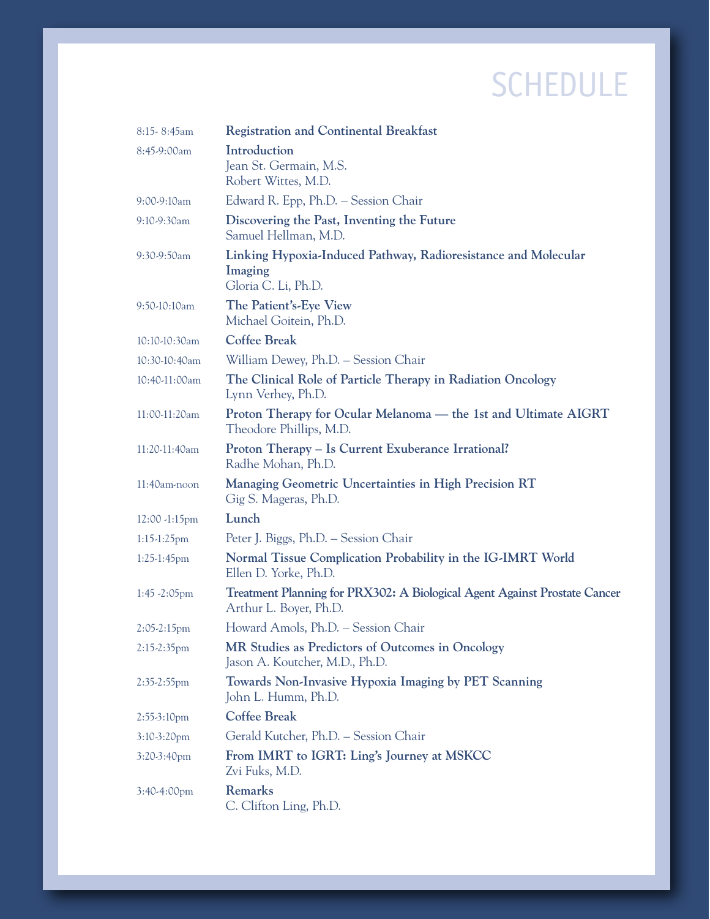# SCHEDULE

| | |
|---|---|
| 8:15- 8:45am | **Registration and Continental Breakfast** |
| 8:45-9:00am | **Introduction**<br>Jean St. Germain, M.S.<br>Robert Wittes, M.D. |
| 9:00-9:10am | Edward R. Epp, Ph.D. – Session Chair |
| 9:10-9:30am | **Discovering the Past, Inventing the Future**<br>Samuel Hellman, M.D. |
| 9:30-9:50am | **Linking Hypoxia-Induced Pathway, Radioresistance and Molecular Imaging**<br>Gloria C. Li, Ph.D. |
| 9:50-10:10am | **The Patient's-Eye View**<br>Michael Goitein, Ph.D. |
| 10:10-10:30am | **Coffee Break** |
| 10:30-10:40am | William Dewey, Ph.D. – Session Chair |
| 10:40-11:00am | **The Clinical Role of Particle Therapy in Radiation Oncology**<br>Lynn Verhey, Ph.D. |
| 11:00-11:20am | **Proton Therapy for Ocular Melanoma — the 1st and Ultimate AIGRT**<br>Theodore Phillips, M.D. |
| 11:20-11:40am | **Proton Therapy – Is Current Exuberance Irrational?**<br>Radhe Mohan, Ph.D. |
| 11:40am-noon | **Managing Geometric Uncertainties in High Precision RT**<br>Gig S. Mageras, Ph.D. |
| 12:00 -1:15pm | **Lunch** |
| 1:15-1:25pm | Peter J. Biggs, Ph.D. – Session Chair |
| 1:25-1:45pm | **Normal Tissue Complication Probability in the IG-IMRT World**<br>Ellen D. Yorke, Ph.D. |
| 1:45 -2:05pm | **Treatment Planning for PRX302: A Biological Agent Against Prostate Cancer**<br>Arthur L. Boyer, Ph.D. |
| 2:05-2:15pm | Howard Amols, Ph.D. – Session Chair |
| 2:15-2:35pm | **MR Studies as Predictors of Outcomes in Oncology**<br>Jason A. Koutcher, M.D., Ph.D. |
| 2:35-2:55pm | **Towards Non-Invasive Hypoxia Imaging by PET Scanning**<br>John L. Humm, Ph.D. |
| 2:55-3:10pm | **Coffee Break** |
| 3:10-3:20pm | Gerald Kutcher, Ph.D. – Session Chair |
| 3:20-3:40pm | **From IMRT to IGRT: Ling's Journey at MSKCC**<br>Zvi Fuks, M.D. |
| 3:40-4:00pm | **Remarks**<br>C. Clifton Ling, Ph.D. |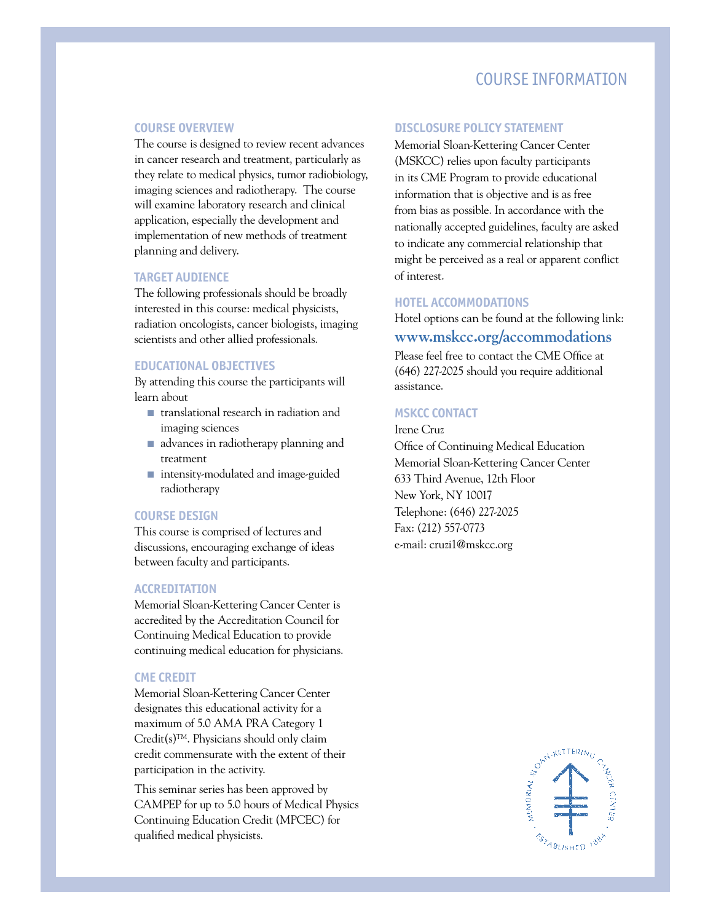# COURSE INFORMATION

## COURSE OVERVIEW

The course is designed to review recent advances in cancer research and treatment, particularly as they relate to medical physics, tumor radiobiology, imaging sciences and radiotherapy. The course will examine laboratory research and clinical application, especially the development and implementation of new methods of treatment planning and delivery.

## TARGET AUDIENCE

The following professionals should be broadly interested in this course: medical physicists, radiation oncologists, cancer biologists, imaging scientists and other allied professionals.

## EDUCATIONAL OBJECTIVES

By attending this course the participants will learn about

- translational research in radiation and imaging sciences
- advances in radiotherapy planning and treatment
- intensity-modulated and image-guided radiotherapy

## COURSE DESIGN

This course is comprised of lectures and discussions, encouraging exchange of ideas between faculty and participants.

## ACCREDITATION

Memorial Sloan-Kettering Cancer Center is accredited by the Accreditation Council for Continuing Medical Education to provide continuing medical education for physicians.

## CME CREDIT

Memorial Sloan-Kettering Cancer Center designates this educational activity for a maximum of 5.0 AMA PRA Category 1 Credit(s)™. Physicians should only claim credit commensurate with the extent of their participation in the activity.

This seminar series has been approved by CAMPEP for up to 5.0 hours of Medical Physics Continuing Education Credit (MPCEC) for qualified medical physicists.

## DISCLOSURE POLICY STATEMENT

Memorial Sloan-Kettering Cancer Center (MSKCC) relies upon faculty participants in its CME Program to provide educational information that is objective and is as free from bias as possible. In accordance with the nationally accepted guidelines, faculty are asked to indicate any commercial relationship that might be perceived as a real or apparent conflict of interest.

## HOTEL ACCOMMODATIONS

Hotel options can be found at the following link:

**www.mskcc.org/accommodations**

Please feel free to contact the CME Office at (646) 227-2025 should you require additional assistance.

## MSKCC CONTACT

Irene Cruz
Office of Continuing Medical Education
Memorial Sloan-Kettering Cancer Center
633 Third Avenue, 12th Floor
New York, NY 10017
Telephone: (646) 227-2025
Fax: (212) 557-0773
e-mail: cruzi1@mskcc.org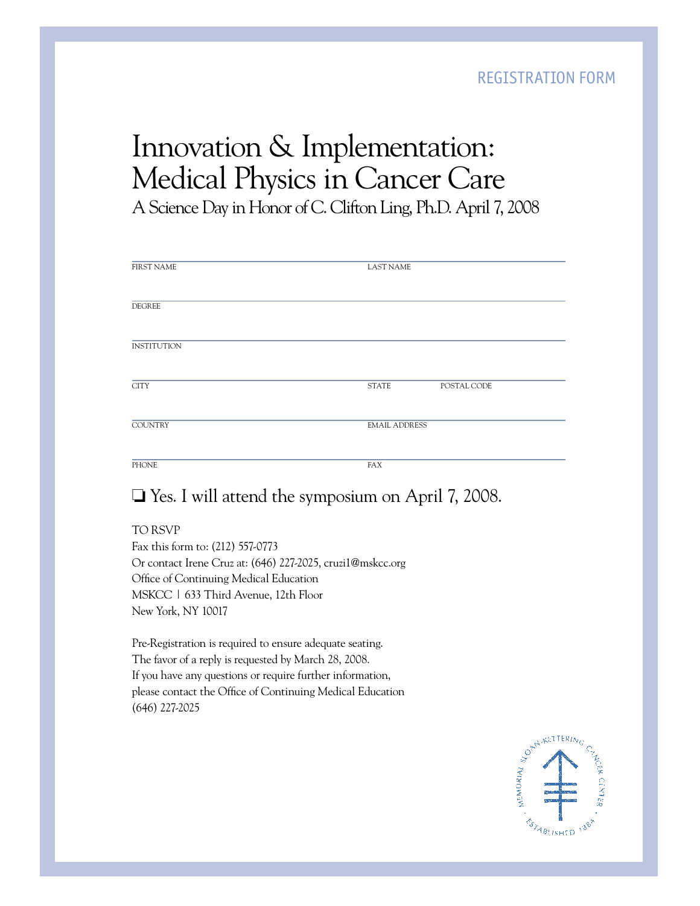REGISTRATION FORM

# Innovation & Implementation: Medical Physics in Cancer Care

A Science Day in Honor of C. Clifton Ling, Ph.D. April 7, 2008

FIRST NAME LAST NAME

DEGREE

INSTITUTION

CITY STATE POSTAL CODE

COUNTRY EMAIL ADDRESS

PHONE FAX

❏ Yes. I will attend the symposium on April 7, 2008.

TO RSVP
Fax this form to: (212) 557-0773
Or contact Irene Cruz at: (646) 227-2025, cruzi1@mskcc.org
Office of Continuing Medical Education
MSKCC | 633 Third Avenue, 12th Floor
New York, NY 10017

Pre-Registration is required to ensure adequate seating.
The favor of a reply is requested by March 28, 2008.
If you have any questions or require further information,
please contact the Office of Continuing Medical Education
(646) 227-2025

MEMORIAL SLOAN-KETTERING CANCER CENTER · ESTABLISHED 1884